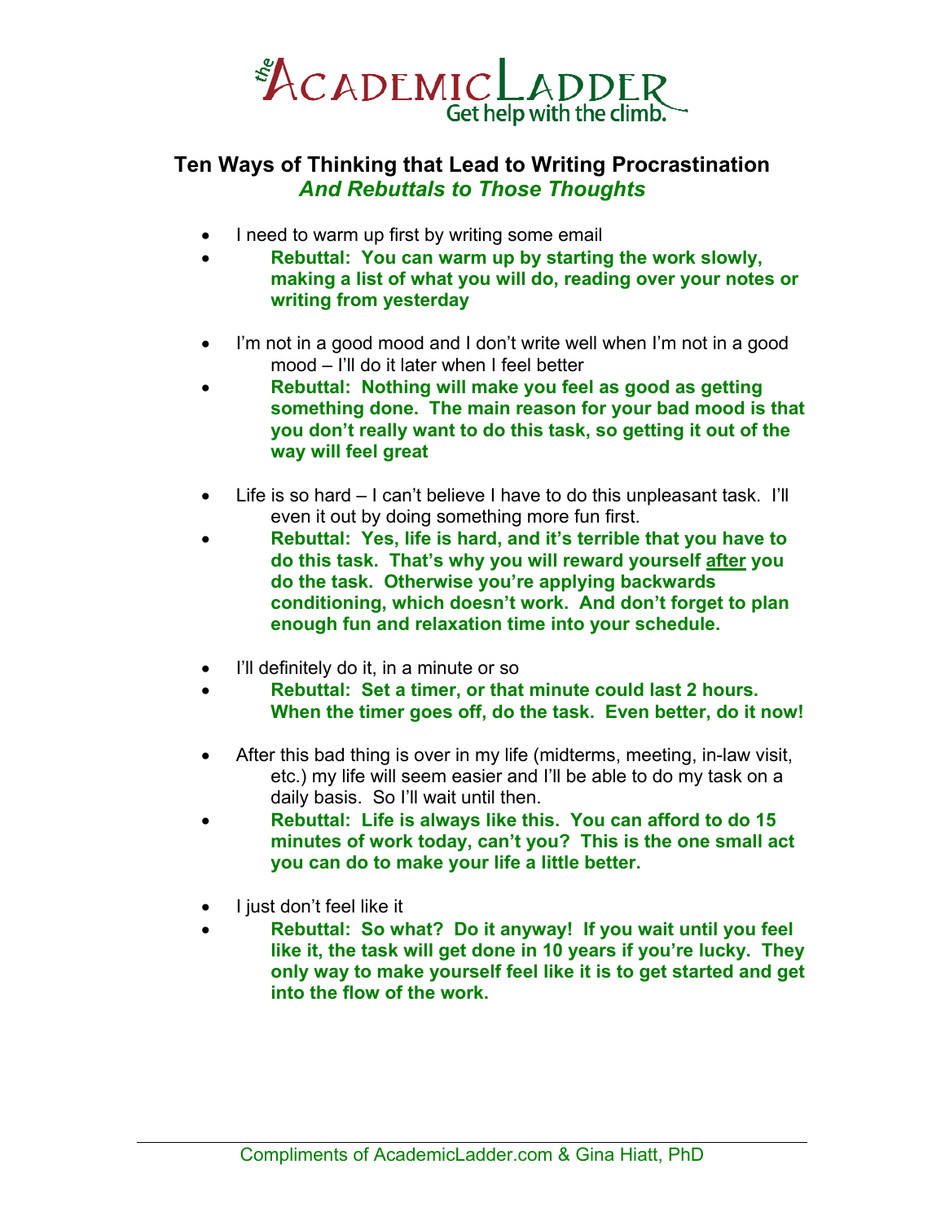# theACADEMICLADDER
Get help with the climb.

## Ten Ways of Thinking that Lead to Writing Procrastination
### *And Rebuttals to Those Thoughts*

- I need to warm up first by writing some email
- **Rebuttal: You can warm up by starting the work slowly, making a list of what you will do, reading over your notes or writing from yesterday**

- I'm not in a good mood and I don't write well when I'm not in a good mood – I'll do it later when I feel better
- **Rebuttal: Nothing will make you feel as good as getting something done. The main reason for your bad mood is that you don't really want to do this task, so getting it out of the way will feel great**

- Life is so hard – I can't believe I have to do this unpleasant task. I'll even it out by doing something more fun first.
- **Rebuttal: Yes, life is hard, and it's terrible that you have to do this task. That's why you will reward yourself <u>after</u> you do the task. Otherwise you're applying backwards conditioning, which doesn't work. And don't forget to plan enough fun and relaxation time into your schedule.**

- I'll definitely do it, in a minute or so
- **Rebuttal: Set a timer, or that minute could last 2 hours. When the timer goes off, do the task. Even better, do it now!**

- After this bad thing is over in my life (midterms, meeting, in-law visit, etc.) my life will seem easier and I'll be able to do my task on a daily basis. So I'll wait until then.
- **Rebuttal: Life is always like this. You can afford to do 15 minutes of work today, can't you? This is the one small act you can do to make your life a little better.**

- I just don't feel like it
- **Rebuttal: So what? Do it anyway! If you wait until you feel like it, the task will get done in 10 years if you're lucky. They only way to make yourself feel like it is to get started and get into the flow of the work.**

Compliments of AcademicLadder.com & Gina Hiatt, PhD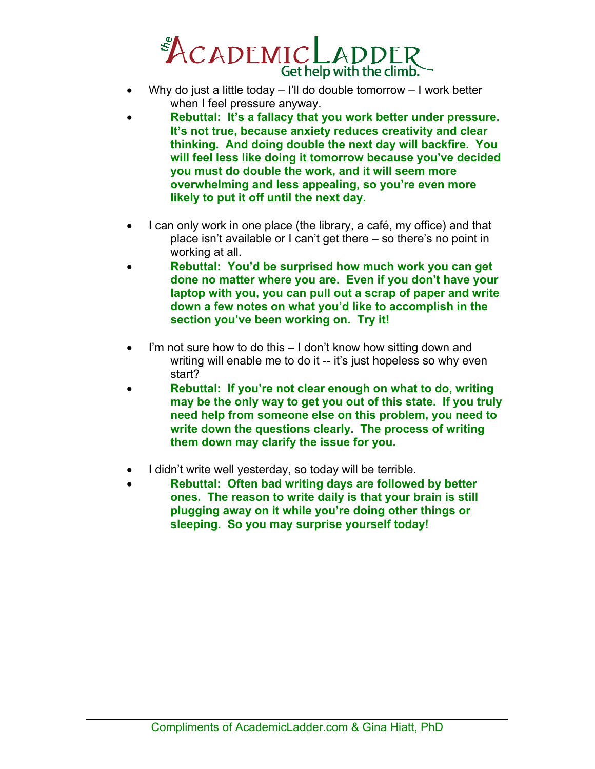- Why do just a little today – I'll do double tomorrow – I work better when I feel pressure anyway.
- **Rebuttal: It's a fallacy that you work better under pressure. It's not true, because anxiety reduces creativity and clear thinking. And doing double the next day will backfire. You will feel less like doing it tomorrow because you've decided you must do double the work, and it will seem more overwhelming and less appealing, so you're even more likely to put it off until the next day.**

- I can only work in one place (the library, a café, my office) and that place isn't available or I can't get there – so there's no point in working at all.
- **Rebuttal: You'd be surprised how much work you can get done no matter where you are. Even if you don't have your laptop with you, you can pull out a scrap of paper and write down a few notes on what you'd like to accomplish in the section you've been working on. Try it!**

- I'm not sure how to do this – I don't know how sitting down and writing will enable me to do it -- it's just hopeless so why even start?
- **Rebuttal: If you're not clear enough on what to do, writing may be the only way to get you out of this state. If you truly need help from someone else on this problem, you need to write down the questions clearly. The process of writing them down may clarify the issue for you.**

- I didn't write well yesterday, so today will be terrible.
- **Rebuttal: Often bad writing days are followed by better ones. The reason to write daily is that your brain is still plugging away on it while you're doing other things or sleeping. So you may surprise yourself today!**